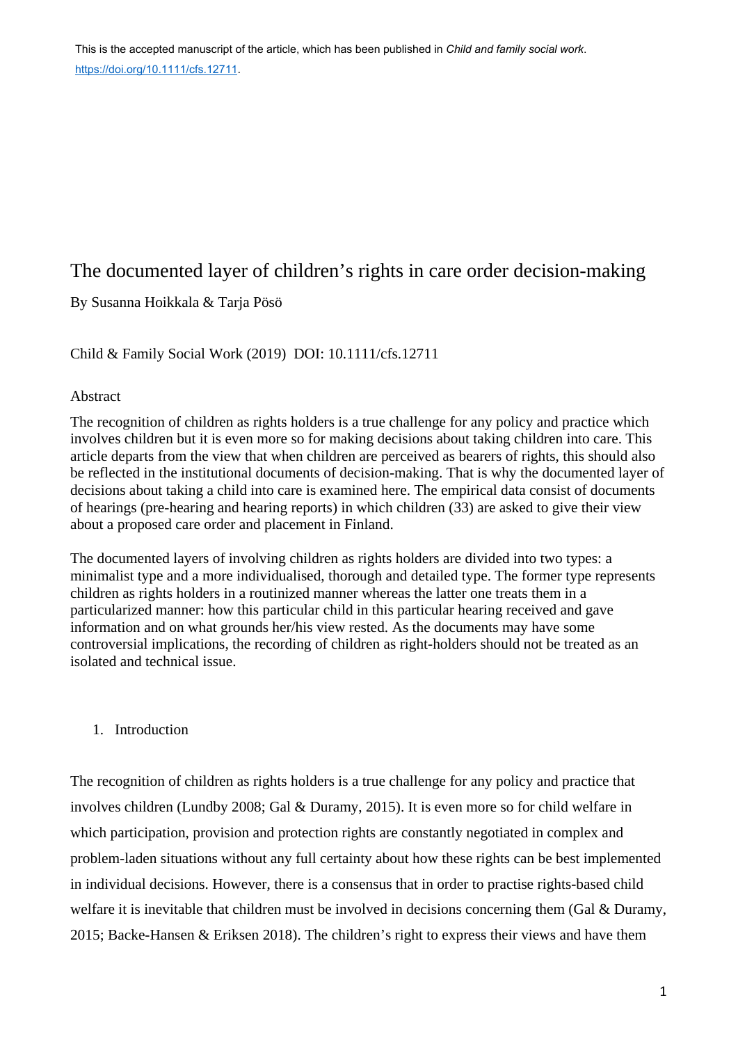This is the accepted manuscript of the article, which has been published in *Child and family social work*. https://doi.org/10.1111/cfs.12711.

# The documented layer of children's rights in care order decision-making

By Susanna Hoikkala & Tarja Pösö

Child & Family Social Work (2019) DOI: 10.1111/cfs.12711

## Abstract

The recognition of children as rights holders is a true challenge for any policy and practice which involves children but it is even more so for making decisions about taking children into care. This article departs from the view that when children are perceived as bearers of rights, this should also be reflected in the institutional documents of decision-making. That is why the documented layer of decisions about taking a child into care is examined here. The empirical data consist of documents of hearings (pre-hearing and hearing reports) in which children (33) are asked to give their view about a proposed care order and placement in Finland.

The documented layers of involving children as rights holders are divided into two types: a minimalist type and a more individualised, thorough and detailed type. The former type represents children as rights holders in a routinized manner whereas the latter one treats them in a particularized manner: how this particular child in this particular hearing received and gave information and on what grounds her/his view rested. As the documents may have some controversial implications, the recording of children as right-holders should not be treated as an isolated and technical issue.

## 1. Introduction

The recognition of children as rights holders is a true challenge for any policy and practice that involves children (Lundby 2008; Gal & Duramy, 2015). It is even more so for child welfare in which participation, provision and protection rights are constantly negotiated in complex and problem-laden situations without any full certainty about how these rights can be best implemented in individual decisions. However, there is a consensus that in order to practise rights-based child welfare it is inevitable that children must be involved in decisions concerning them (Gal & Duramy, 2015; Backe-Hansen & Eriksen 2018). The children's right to express their views and have them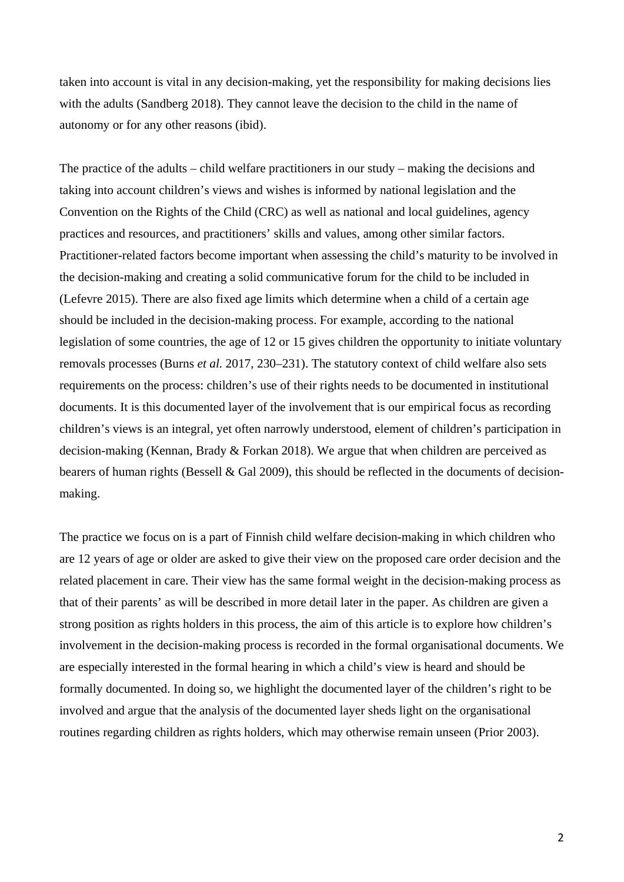taken into account is vital in any decision-making, yet the responsibility for making decisions lies with the adults (Sandberg 2018). They cannot leave the decision to the child in the name of autonomy or for any other reasons (ibid).

The practice of the adults – child welfare practitioners in our study – making the decisions and taking into account children's views and wishes is informed by national legislation and the Convention on the Rights of the Child (CRC) as well as national and local guidelines, agency practices and resources, and practitioners' skills and values, among other similar factors. Practitioner-related factors become important when assessing the child's maturity to be involved in the decision-making and creating a solid communicative forum for the child to be included in (Lefevre 2015). There are also fixed age limits which determine when a child of a certain age should be included in the decision-making process. For example, according to the national legislation of some countries, the age of 12 or 15 gives children the opportunity to initiate voluntary removals processes (Burns *et al.* 2017, 230–231). The statutory context of child welfare also sets requirements on the process: children's use of their rights needs to be documented in institutional documents. It is this documented layer of the involvement that is our empirical focus as recording children's views is an integral, yet often narrowly understood, element of children's participation in decision-making (Kennan, Brady & Forkan 2018). We argue that when children are perceived as bearers of human rights (Bessell & Gal 2009), this should be reflected in the documents of decision-making.

The practice we focus on is a part of Finnish child welfare decision-making in which children who are 12 years of age or older are asked to give their view on the proposed care order decision and the related placement in care. Their view has the same formal weight in the decision-making process as that of their parents' as will be described in more detail later in the paper. As children are given a strong position as rights holders in this process, the aim of this article is to explore how children's involvement in the decision-making process is recorded in the formal organisational documents. We are especially interested in the formal hearing in which a child's view is heard and should be formally documented. In doing so, we highlight the documented layer of the children's right to be involved and argue that the analysis of the documented layer sheds light on the organisational routines regarding children as rights holders, which may otherwise remain unseen (Prior 2003).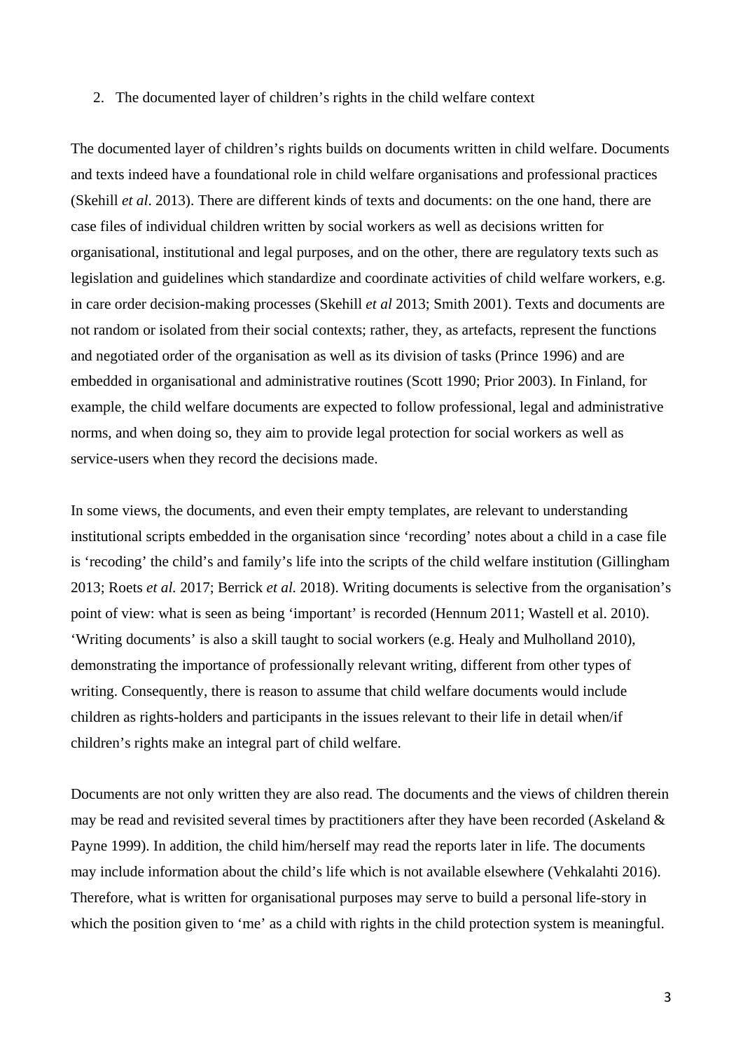## 2. The documented layer of children's rights in the child welfare context

The documented layer of children's rights builds on documents written in child welfare. Documents and texts indeed have a foundational role in child welfare organisations and professional practices (Skehill *et al*. 2013). There are different kinds of texts and documents: on the one hand, there are case files of individual children written by social workers as well as decisions written for organisational, institutional and legal purposes, and on the other, there are regulatory texts such as legislation and guidelines which standardize and coordinate activities of child welfare workers, e.g. in care order decision-making processes (Skehill *et al* 2013; Smith 2001). Texts and documents are not random or isolated from their social contexts; rather, they, as artefacts, represent the functions and negotiated order of the organisation as well as its division of tasks (Prince 1996) and are embedded in organisational and administrative routines (Scott 1990; Prior 2003). In Finland, for example, the child welfare documents are expected to follow professional, legal and administrative norms, and when doing so, they aim to provide legal protection for social workers as well as service-users when they record the decisions made.

In some views, the documents, and even their empty templates, are relevant to understanding institutional scripts embedded in the organisation since 'recording' notes about a child in a case file is 'recoding' the child's and family's life into the scripts of the child welfare institution (Gillingham 2013; Roets *et al.* 2017; Berrick *et al.* 2018). Writing documents is selective from the organisation's point of view: what is seen as being 'important' is recorded (Hennum 2011; Wastell et al. 2010). 'Writing documents' is also a skill taught to social workers (e.g. Healy and Mulholland 2010), demonstrating the importance of professionally relevant writing, different from other types of writing. Consequently, there is reason to assume that child welfare documents would include children as rights-holders and participants in the issues relevant to their life in detail when/if children's rights make an integral part of child welfare.

Documents are not only written they are also read. The documents and the views of children therein may be read and revisited several times by practitioners after they have been recorded (Askeland & Payne 1999). In addition, the child him/herself may read the reports later in life. The documents may include information about the child's life which is not available elsewhere (Vehkalahti 2016). Therefore, what is written for organisational purposes may serve to build a personal life-story in which the position given to 'me' as a child with rights in the child protection system is meaningful.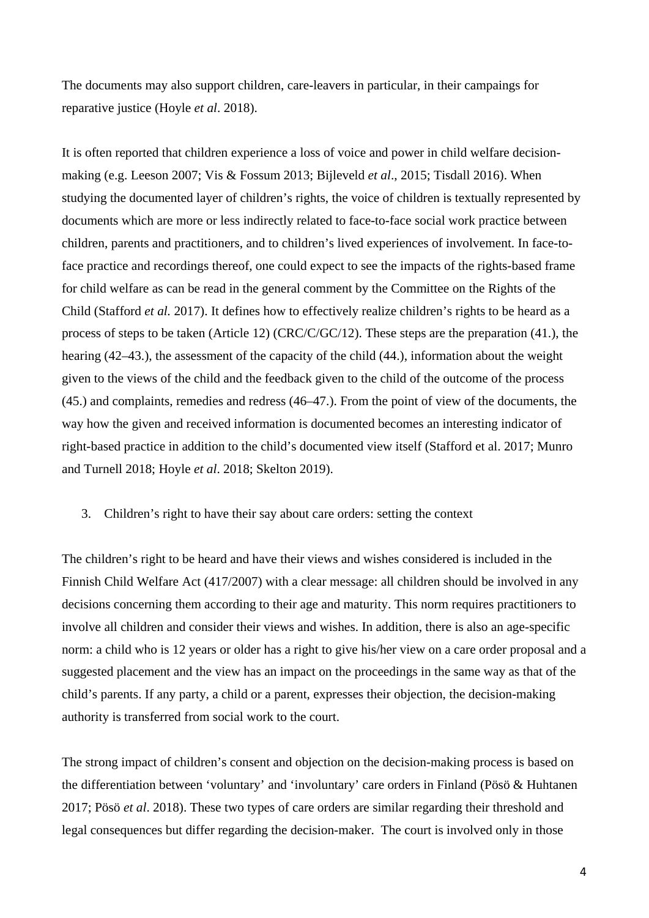The documents may also support children, care-leavers in particular, in their campaings for reparative justice (Hoyle *et al*. 2018).

It is often reported that children experience a loss of voice and power in child welfare decision-making (e.g. Leeson 2007; Vis & Fossum 2013; Bijleveld *et al*., 2015; Tisdall 2016). When studying the documented layer of children's rights, the voice of children is textually represented by documents which are more or less indirectly related to face-to-face social work practice between children, parents and practitioners, and to children's lived experiences of involvement. In face-to-face practice and recordings thereof, one could expect to see the impacts of the rights-based frame for child welfare as can be read in the general comment by the Committee on the Rights of the Child (Stafford *et al.* 2017). It defines how to effectively realize children's rights to be heard as a process of steps to be taken (Article 12) (CRC/C/GC/12). These steps are the preparation (41.), the hearing (42–43.), the assessment of the capacity of the child (44.), information about the weight given to the views of the child and the feedback given to the child of the outcome of the process (45.) and complaints, remedies and redress (46–47.). From the point of view of the documents, the way how the given and received information is documented becomes an interesting indicator of right-based practice in addition to the child's documented view itself (Stafford et al. 2017; Munro and Turnell 2018; Hoyle *et al*. 2018; Skelton 2019).

## 3. Children's right to have their say about care orders: setting the context

The children's right to be heard and have their views and wishes considered is included in the Finnish Child Welfare Act (417/2007) with a clear message: all children should be involved in any decisions concerning them according to their age and maturity. This norm requires practitioners to involve all children and consider their views and wishes. In addition, there is also an age-specific norm: a child who is 12 years or older has a right to give his/her view on a care order proposal and a suggested placement and the view has an impact on the proceedings in the same way as that of the child's parents. If any party, a child or a parent, expresses their objection, the decision-making authority is transferred from social work to the court.

The strong impact of children's consent and objection on the decision-making process is based on the differentiation between 'voluntary' and 'involuntary' care orders in Finland (Pösö & Huhtanen 2017; Pösö *et al*. 2018). These two types of care orders are similar regarding their threshold and legal consequences but differ regarding the decision-maker. The court is involved only in those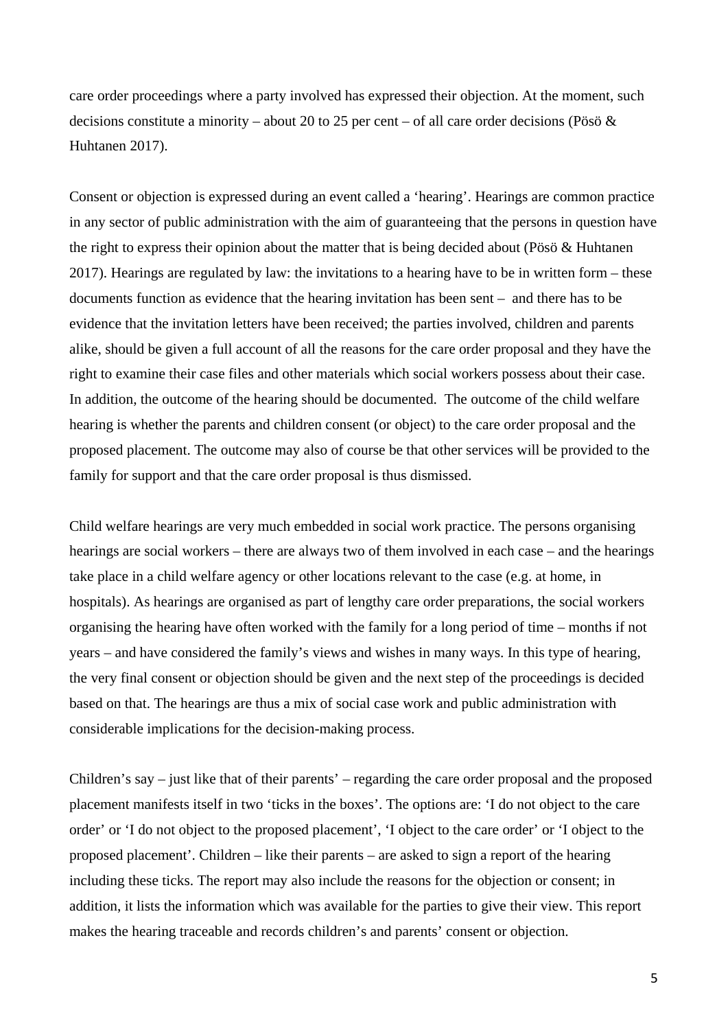care order proceedings where a party involved has expressed their objection. At the moment, such decisions constitute a minority – about 20 to 25 per cent – of all care order decisions (Pösö & Huhtanen 2017).

Consent or objection is expressed during an event called a 'hearing'. Hearings are common practice in any sector of public administration with the aim of guaranteeing that the persons in question have the right to express their opinion about the matter that is being decided about (Pösö & Huhtanen 2017). Hearings are regulated by law: the invitations to a hearing have to be in written form – these documents function as evidence that the hearing invitation has been sent – and there has to be evidence that the invitation letters have been received; the parties involved, children and parents alike, should be given a full account of all the reasons for the care order proposal and they have the right to examine their case files and other materials which social workers possess about their case. In addition, the outcome of the hearing should be documented. The outcome of the child welfare hearing is whether the parents and children consent (or object) to the care order proposal and the proposed placement. The outcome may also of course be that other services will be provided to the family for support and that the care order proposal is thus dismissed.

Child welfare hearings are very much embedded in social work practice. The persons organising hearings are social workers – there are always two of them involved in each case – and the hearings take place in a child welfare agency or other locations relevant to the case (e.g. at home, in hospitals). As hearings are organised as part of lengthy care order preparations, the social workers organising the hearing have often worked with the family for a long period of time – months if not years – and have considered the family's views and wishes in many ways. In this type of hearing, the very final consent or objection should be given and the next step of the proceedings is decided based on that. The hearings are thus a mix of social case work and public administration with considerable implications for the decision-making process.

Children's say – just like that of their parents' – regarding the care order proposal and the proposed placement manifests itself in two 'ticks in the boxes'. The options are: 'I do not object to the care order' or 'I do not object to the proposed placement', 'I object to the care order' or 'I object to the proposed placement'. Children – like their parents – are asked to sign a report of the hearing including these ticks. The report may also include the reasons for the objection or consent; in addition, it lists the information which was available for the parties to give their view. This report makes the hearing traceable and records children's and parents' consent or objection.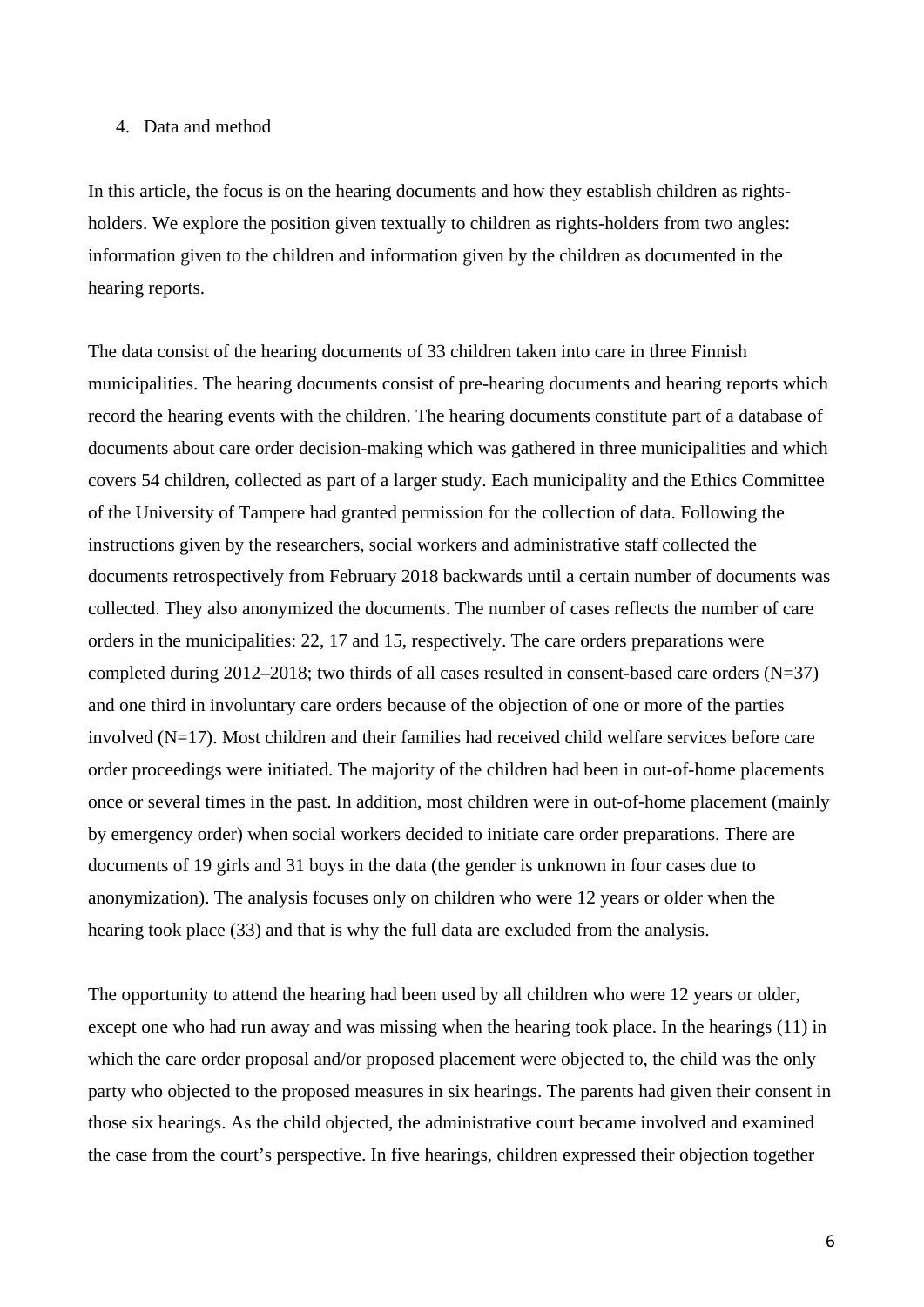## 4. Data and method

In this article, the focus is on the hearing documents and how they establish children as rights-holders. We explore the position given textually to children as rights-holders from two angles: information given to the children and information given by the children as documented in the hearing reports.

The data consist of the hearing documents of 33 children taken into care in three Finnish municipalities. The hearing documents consist of pre-hearing documents and hearing reports which record the hearing events with the children. The hearing documents constitute part of a database of documents about care order decision-making which was gathered in three municipalities and which covers 54 children, collected as part of a larger study. Each municipality and the Ethics Committee of the University of Tampere had granted permission for the collection of data. Following the instructions given by the researchers, social workers and administrative staff collected the documents retrospectively from February 2018 backwards until a certain number of documents was collected. They also anonymized the documents. The number of cases reflects the number of care orders in the municipalities: 22, 17 and 15, respectively. The care orders preparations were completed during 2012–2018; two thirds of all cases resulted in consent-based care orders (N=37) and one third in involuntary care orders because of the objection of one or more of the parties involved (N=17). Most children and their families had received child welfare services before care order proceedings were initiated. The majority of the children had been in out-of-home placements once or several times in the past. In addition, most children were in out-of-home placement (mainly by emergency order) when social workers decided to initiate care order preparations. There are documents of 19 girls and 31 boys in the data (the gender is unknown in four cases due to anonymization). The analysis focuses only on children who were 12 years or older when the hearing took place (33) and that is why the full data are excluded from the analysis.

The opportunity to attend the hearing had been used by all children who were 12 years or older, except one who had run away and was missing when the hearing took place. In the hearings (11) in which the care order proposal and/or proposed placement were objected to, the child was the only party who objected to the proposed measures in six hearings. The parents had given their consent in those six hearings. As the child objected, the administrative court became involved and examined the case from the court's perspective. In five hearings, children expressed their objection together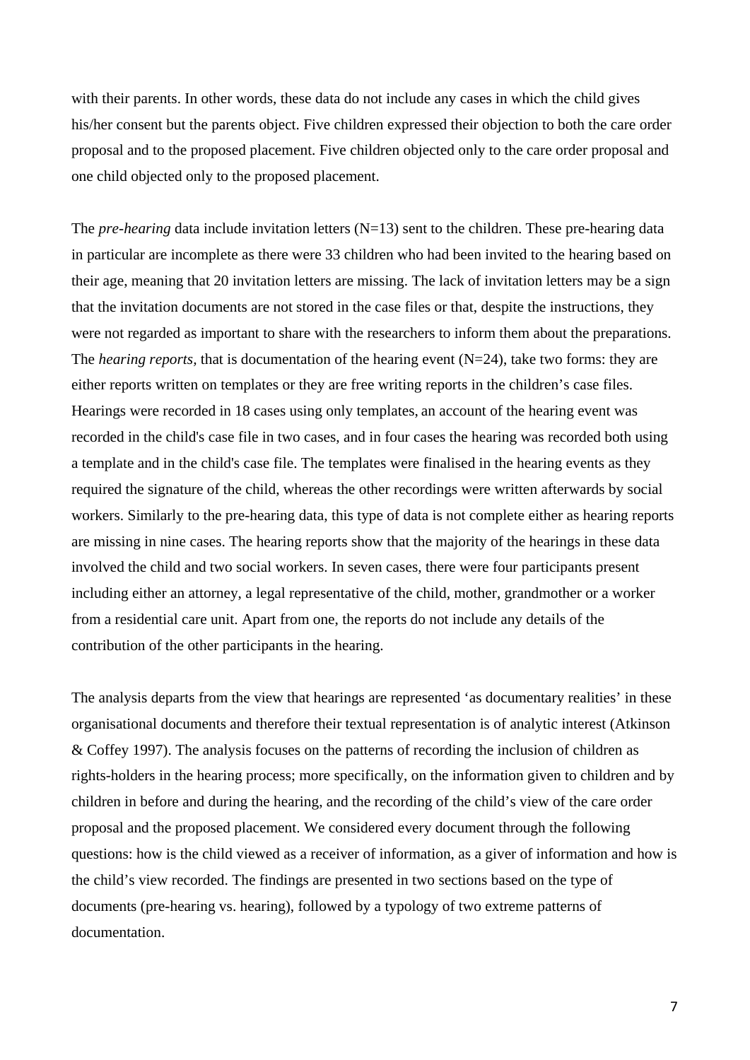with their parents. In other words, these data do not include any cases in which the child gives his/her consent but the parents object. Five children expressed their objection to both the care order proposal and to the proposed placement. Five children objected only to the care order proposal and one child objected only to the proposed placement.

The *pre-hearing* data include invitation letters (N=13) sent to the children. These pre-hearing data in particular are incomplete as there were 33 children who had been invited to the hearing based on their age, meaning that 20 invitation letters are missing. The lack of invitation letters may be a sign that the invitation documents are not stored in the case files or that, despite the instructions, they were not regarded as important to share with the researchers to inform them about the preparations. The *hearing reports*, that is documentation of the hearing event (N=24), take two forms: they are either reports written on templates or they are free writing reports in the children's case files. Hearings were recorded in 18 cases using only templates, an account of the hearing event was recorded in the child's case file in two cases, and in four cases the hearing was recorded both using a template and in the child's case file. The templates were finalised in the hearing events as they required the signature of the child, whereas the other recordings were written afterwards by social workers. Similarly to the pre-hearing data, this type of data is not complete either as hearing reports are missing in nine cases. The hearing reports show that the majority of the hearings in these data involved the child and two social workers. In seven cases, there were four participants present including either an attorney, a legal representative of the child, mother, grandmother or a worker from a residential care unit. Apart from one, the reports do not include any details of the contribution of the other participants in the hearing.

The analysis departs from the view that hearings are represented 'as documentary realities' in these organisational documents and therefore their textual representation is of analytic interest (Atkinson & Coffey 1997). The analysis focuses on the patterns of recording the inclusion of children as rights-holders in the hearing process; more specifically, on the information given to children and by children in before and during the hearing, and the recording of the child's view of the care order proposal and the proposed placement. We considered every document through the following questions: how is the child viewed as a receiver of information, as a giver of information and how is the child's view recorded. The findings are presented in two sections based on the type of documents (pre-hearing vs. hearing), followed by a typology of two extreme patterns of documentation.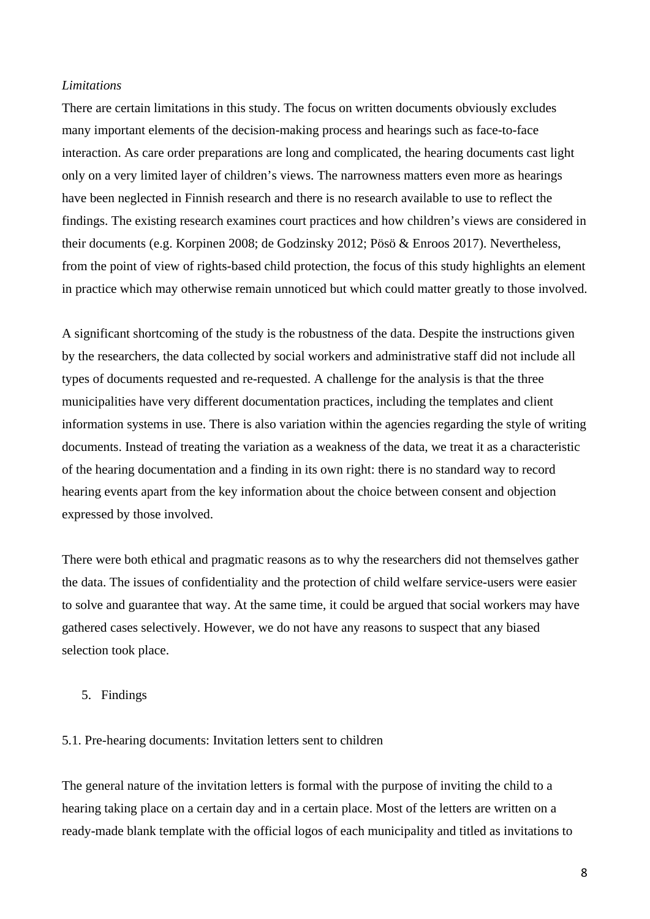*Limitations*

There are certain limitations in this study. The focus on written documents obviously excludes many important elements of the decision-making process and hearings such as face-to-face interaction. As care order preparations are long and complicated, the hearing documents cast light only on a very limited layer of children's views. The narrowness matters even more as hearings have been neglected in Finnish research and there is no research available to use to reflect the findings. The existing research examines court practices and how children's views are considered in their documents (e.g. Korpinen 2008; de Godzinsky 2012; Pösö & Enroos 2017). Nevertheless, from the point of view of rights-based child protection, the focus of this study highlights an element in practice which may otherwise remain unnoticed but which could matter greatly to those involved.

A significant shortcoming of the study is the robustness of the data. Despite the instructions given by the researchers, the data collected by social workers and administrative staff did not include all types of documents requested and re-requested. A challenge for the analysis is that the three municipalities have very different documentation practices, including the templates and client information systems in use. There is also variation within the agencies regarding the style of writing documents. Instead of treating the variation as a weakness of the data, we treat it as a characteristic of the hearing documentation and a finding in its own right: there is no standard way to record hearing events apart from the key information about the choice between consent and objection expressed by those involved.

There were both ethical and pragmatic reasons as to why the researchers did not themselves gather the data. The issues of confidentiality and the protection of child welfare service-users were easier to solve and guarantee that way. At the same time, it could be argued that social workers may have gathered cases selectively. However, we do not have any reasons to suspect that any biased selection took place.

## 5. Findings

### 5.1. Pre-hearing documents: Invitation letters sent to children

The general nature of the invitation letters is formal with the purpose of inviting the child to a hearing taking place on a certain day and in a certain place. Most of the letters are written on a ready-made blank template with the official logos of each municipality and titled as invitations to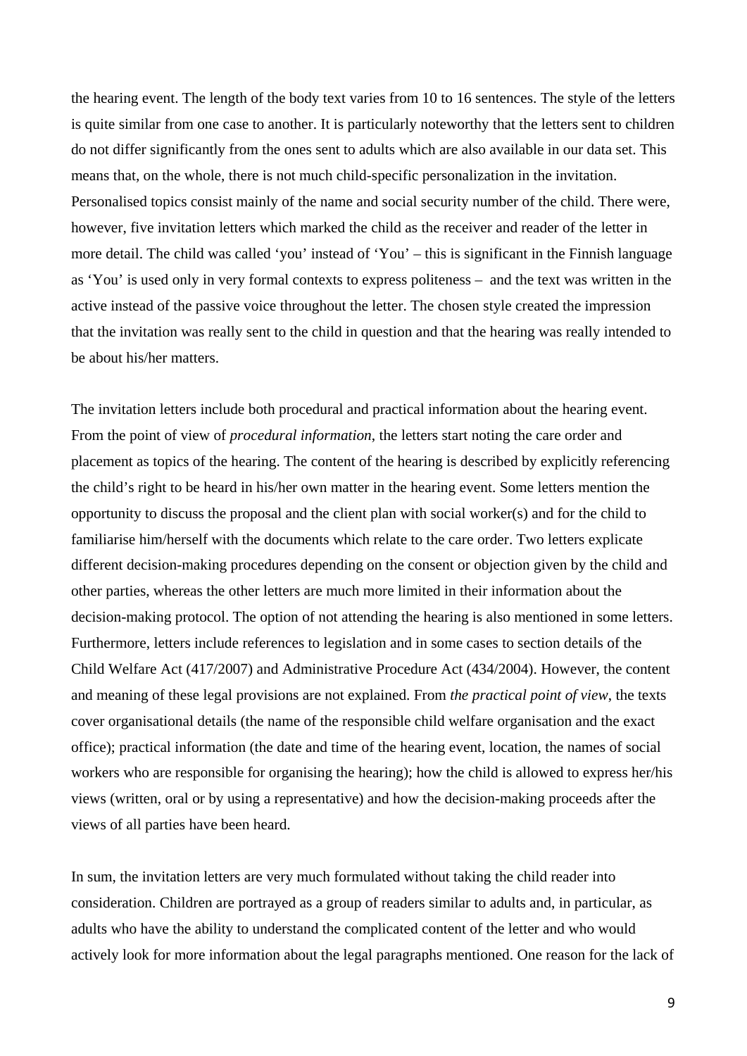the hearing event. The length of the body text varies from 10 to 16 sentences. The style of the letters is quite similar from one case to another. It is particularly noteworthy that the letters sent to children do not differ significantly from the ones sent to adults which are also available in our data set. This means that, on the whole, there is not much child-specific personalization in the invitation. Personalised topics consist mainly of the name and social security number of the child. There were, however, five invitation letters which marked the child as the receiver and reader of the letter in more detail. The child was called 'you' instead of 'You' – this is significant in the Finnish language as 'You' is used only in very formal contexts to express politeness – and the text was written in the active instead of the passive voice throughout the letter. The chosen style created the impression that the invitation was really sent to the child in question and that the hearing was really intended to be about his/her matters.

The invitation letters include both procedural and practical information about the hearing event. From the point of view of *procedural information*, the letters start noting the care order and placement as topics of the hearing. The content of the hearing is described by explicitly referencing the child's right to be heard in his/her own matter in the hearing event. Some letters mention the opportunity to discuss the proposal and the client plan with social worker(s) and for the child to familiarise him/herself with the documents which relate to the care order. Two letters explicate different decision-making procedures depending on the consent or objection given by the child and other parties, whereas the other letters are much more limited in their information about the decision-making protocol. The option of not attending the hearing is also mentioned in some letters. Furthermore, letters include references to legislation and in some cases to section details of the Child Welfare Act (417/2007) and Administrative Procedure Act (434/2004). However, the content and meaning of these legal provisions are not explained. From *the practical point of view*, the texts cover organisational details (the name of the responsible child welfare organisation and the exact office); practical information (the date and time of the hearing event, location, the names of social workers who are responsible for organising the hearing); how the child is allowed to express her/his views (written, oral or by using a representative) and how the decision-making proceeds after the views of all parties have been heard.

In sum, the invitation letters are very much formulated without taking the child reader into consideration. Children are portrayed as a group of readers similar to adults and, in particular, as adults who have the ability to understand the complicated content of the letter and who would actively look for more information about the legal paragraphs mentioned. One reason for the lack of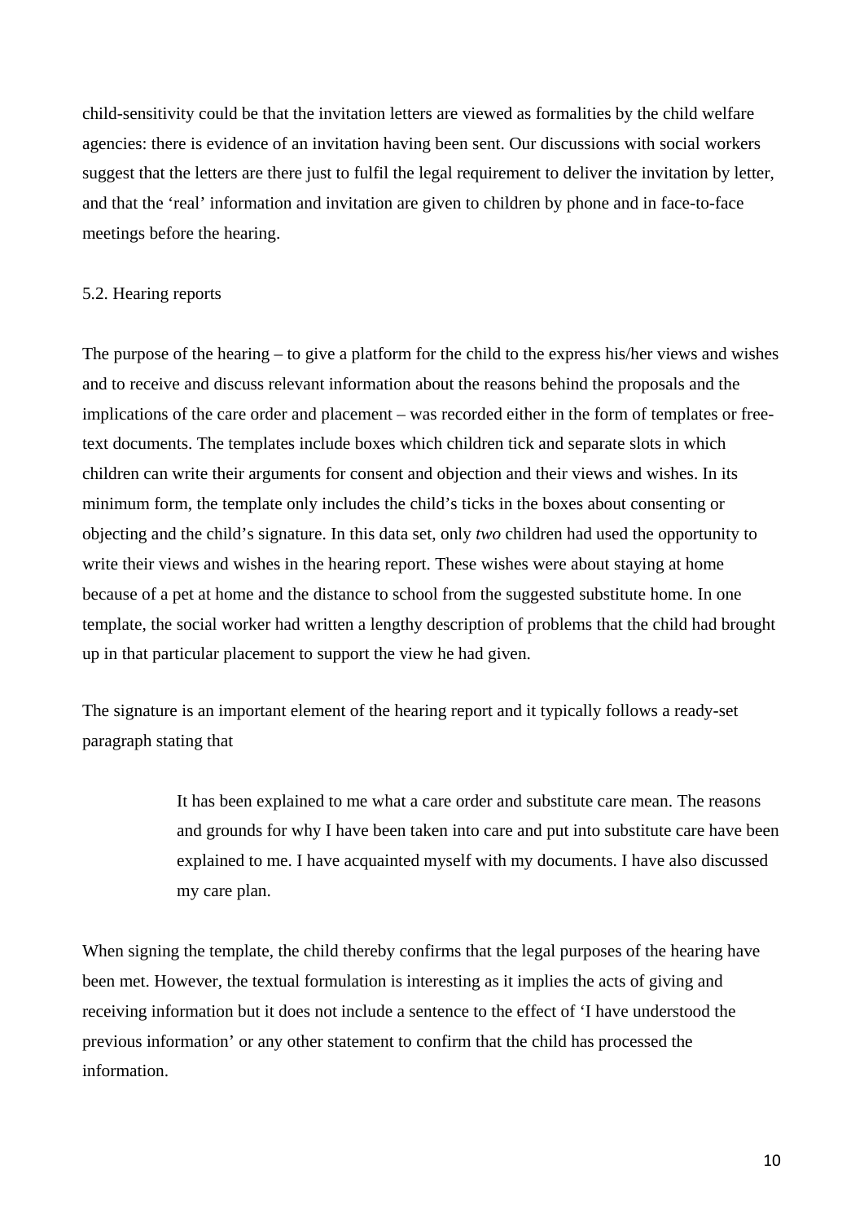child-sensitivity could be that the invitation letters are viewed as formalities by the child welfare agencies: there is evidence of an invitation having been sent. Our discussions with social workers suggest that the letters are there just to fulfil the legal requirement to deliver the invitation by letter, and that the 'real' information and invitation are given to children by phone and in face-to-face meetings before the hearing.

### 5.2. Hearing reports

The purpose of the hearing – to give a platform for the child to the express his/her views and wishes and to receive and discuss relevant information about the reasons behind the proposals and the implications of the care order and placement – was recorded either in the form of templates or free-text documents. The templates include boxes which children tick and separate slots in which children can write their arguments for consent and objection and their views and wishes. In its minimum form, the template only includes the child's ticks in the boxes about consenting or objecting and the child's signature. In this data set, only *two* children had used the opportunity to write their views and wishes in the hearing report. These wishes were about staying at home because of a pet at home and the distance to school from the suggested substitute home. In one template, the social worker had written a lengthy description of problems that the child had brought up in that particular placement to support the view he had given.

The signature is an important element of the hearing report and it typically follows a ready-set paragraph stating that

> It has been explained to me what a care order and substitute care mean. The reasons and grounds for why I have been taken into care and put into substitute care have been explained to me. I have acquainted myself with my documents. I have also discussed my care plan.

When signing the template, the child thereby confirms that the legal purposes of the hearing have been met. However, the textual formulation is interesting as it implies the acts of giving and receiving information but it does not include a sentence to the effect of 'I have understood the previous information' or any other statement to confirm that the child has processed the information.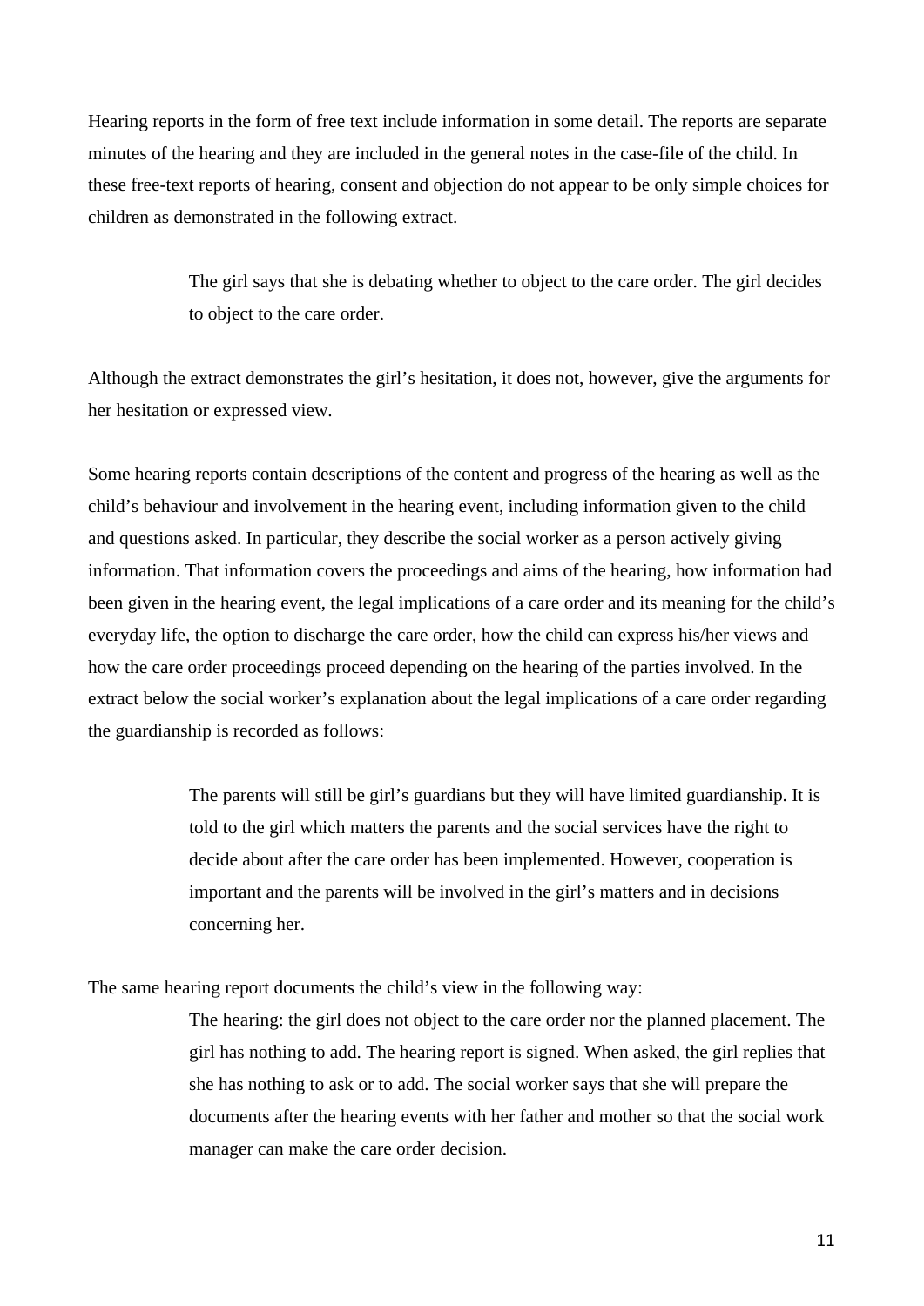Hearing reports in the form of free text include information in some detail. The reports are separate minutes of the hearing and they are included in the general notes in the case-file of the child. In these free-text reports of hearing, consent and objection do not appear to be only simple choices for children as demonstrated in the following extract.

> The girl says that she is debating whether to object to the care order. The girl decides to object to the care order.

Although the extract demonstrates the girl's hesitation, it does not, however, give the arguments for her hesitation or expressed view.

Some hearing reports contain descriptions of the content and progress of the hearing as well as the child's behaviour and involvement in the hearing event, including information given to the child and questions asked. In particular, they describe the social worker as a person actively giving information. That information covers the proceedings and aims of the hearing, how information had been given in the hearing event, the legal implications of a care order and its meaning for the child's everyday life, the option to discharge the care order, how the child can express his/her views and how the care order proceedings proceed depending on the hearing of the parties involved. In the extract below the social worker's explanation about the legal implications of a care order regarding the guardianship is recorded as follows:

> The parents will still be girl's guardians but they will have limited guardianship. It is told to the girl which matters the parents and the social services have the right to decide about after the care order has been implemented. However, cooperation is important and the parents will be involved in the girl's matters and in decisions concerning her.

The same hearing report documents the child's view in the following way:

> The hearing: the girl does not object to the care order nor the planned placement. The girl has nothing to add. The hearing report is signed. When asked, the girl replies that she has nothing to ask or to add. The social worker says that she will prepare the documents after the hearing events with her father and mother so that the social work manager can make the care order decision.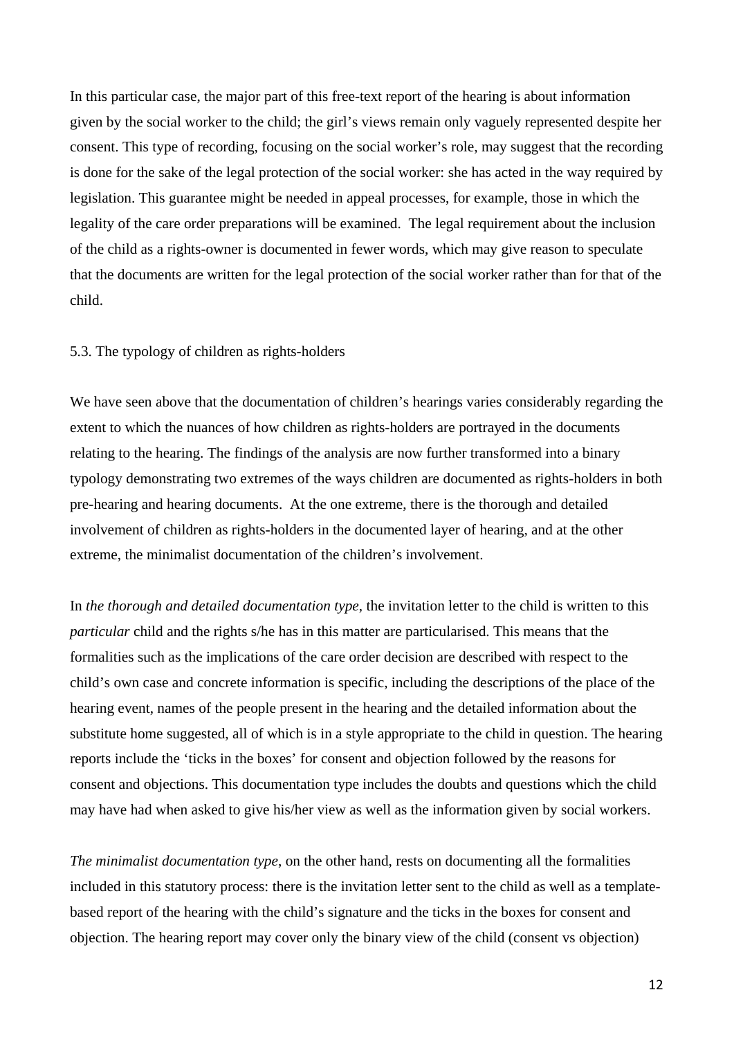In this particular case, the major part of this free-text report of the hearing is about information given by the social worker to the child; the girl's views remain only vaguely represented despite her consent. This type of recording, focusing on the social worker's role, may suggest that the recording is done for the sake of the legal protection of the social worker: she has acted in the way required by legislation. This guarantee might be needed in appeal processes, for example, those in which the legality of the care order preparations will be examined. The legal requirement about the inclusion of the child as a rights-owner is documented in fewer words, which may give reason to speculate that the documents are written for the legal protection of the social worker rather than for that of the child.

### 5.3. The typology of children as rights-holders

We have seen above that the documentation of children's hearings varies considerably regarding the extent to which the nuances of how children as rights-holders are portrayed in the documents relating to the hearing. The findings of the analysis are now further transformed into a binary typology demonstrating two extremes of the ways children are documented as rights-holders in both pre-hearing and hearing documents. At the one extreme, there is the thorough and detailed involvement of children as rights-holders in the documented layer of hearing, and at the other extreme, the minimalist documentation of the children's involvement.

In *the thorough and detailed documentation type*, the invitation letter to the child is written to this *particular* child and the rights s/he has in this matter are particularised. This means that the formalities such as the implications of the care order decision are described with respect to the child's own case and concrete information is specific, including the descriptions of the place of the hearing event, names of the people present in the hearing and the detailed information about the substitute home suggested, all of which is in a style appropriate to the child in question. The hearing reports include the 'ticks in the boxes' for consent and objection followed by the reasons for consent and objections. This documentation type includes the doubts and questions which the child may have had when asked to give his/her view as well as the information given by social workers.

*The minimalist documentation type*, on the other hand, rests on documenting all the formalities included in this statutory process: there is the invitation letter sent to the child as well as a template-based report of the hearing with the child's signature and the ticks in the boxes for consent and objection. The hearing report may cover only the binary view of the child (consent vs objection)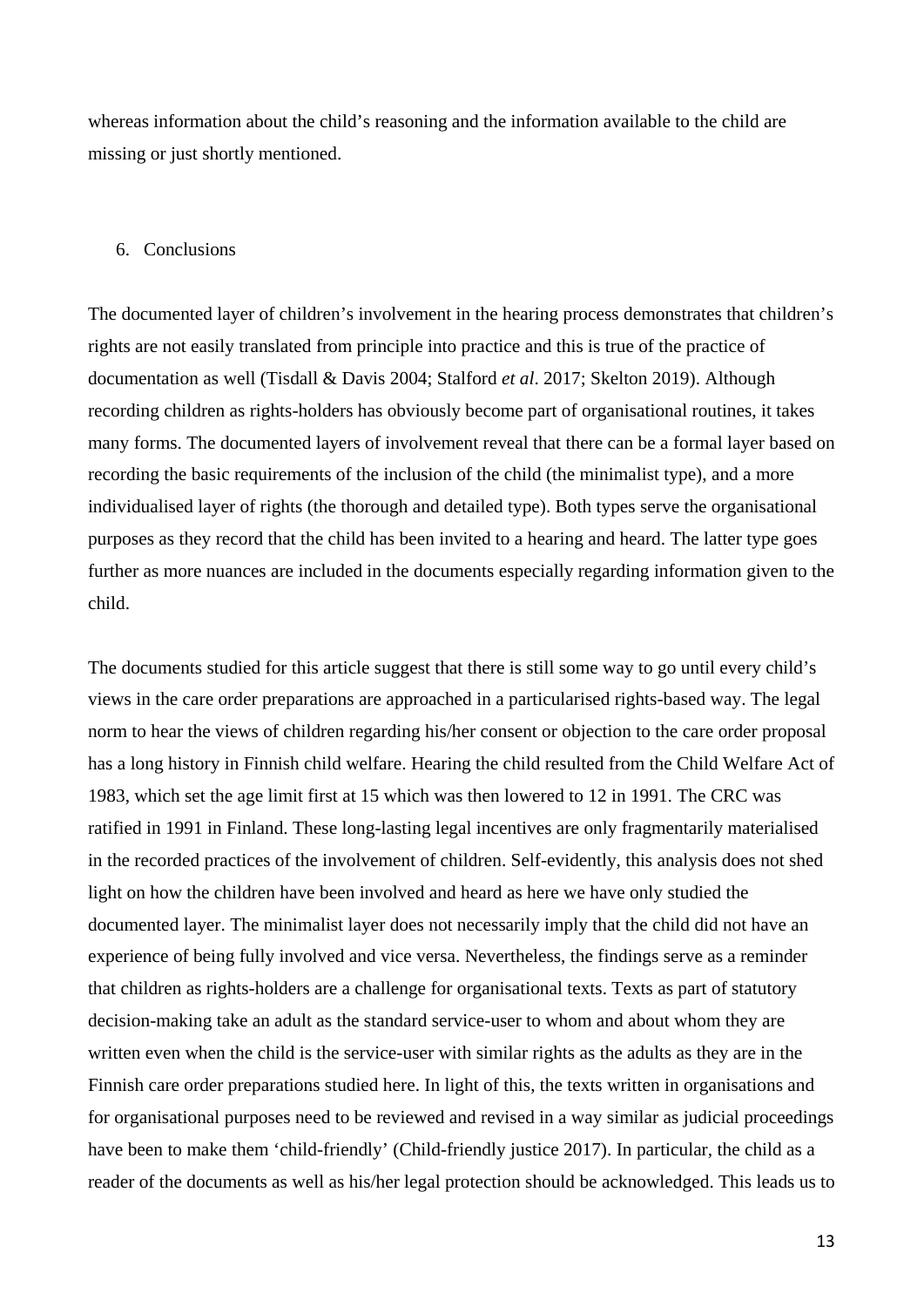whereas information about the child's reasoning and the information available to the child are missing or just shortly mentioned.

## 6. Conclusions

The documented layer of children's involvement in the hearing process demonstrates that children's rights are not easily translated from principle into practice and this is true of the practice of documentation as well (Tisdall & Davis 2004; Stalford *et al*. 2017; Skelton 2019). Although recording children as rights-holders has obviously become part of organisational routines, it takes many forms. The documented layers of involvement reveal that there can be a formal layer based on recording the basic requirements of the inclusion of the child (the minimalist type), and a more individualised layer of rights (the thorough and detailed type). Both types serve the organisational purposes as they record that the child has been invited to a hearing and heard. The latter type goes further as more nuances are included in the documents especially regarding information given to the child.

The documents studied for this article suggest that there is still some way to go until every child's views in the care order preparations are approached in a particularised rights-based way. The legal norm to hear the views of children regarding his/her consent or objection to the care order proposal has a long history in Finnish child welfare. Hearing the child resulted from the Child Welfare Act of 1983, which set the age limit first at 15 which was then lowered to 12 in 1991. The CRC was ratified in 1991 in Finland. These long-lasting legal incentives are only fragmentarily materialised in the recorded practices of the involvement of children. Self-evidently, this analysis does not shed light on how the children have been involved and heard as here we have only studied the documented layer. The minimalist layer does not necessarily imply that the child did not have an experience of being fully involved and vice versa. Nevertheless, the findings serve as a reminder that children as rights-holders are a challenge for organisational texts. Texts as part of statutory decision-making take an adult as the standard service-user to whom and about whom they are written even when the child is the service-user with similar rights as the adults as they are in the Finnish care order preparations studied here. In light of this, the texts written in organisations and for organisational purposes need to be reviewed and revised in a way similar as judicial proceedings have been to make them 'child-friendly' (Child-friendly justice 2017). In particular, the child as a reader of the documents as well as his/her legal protection should be acknowledged. This leads us to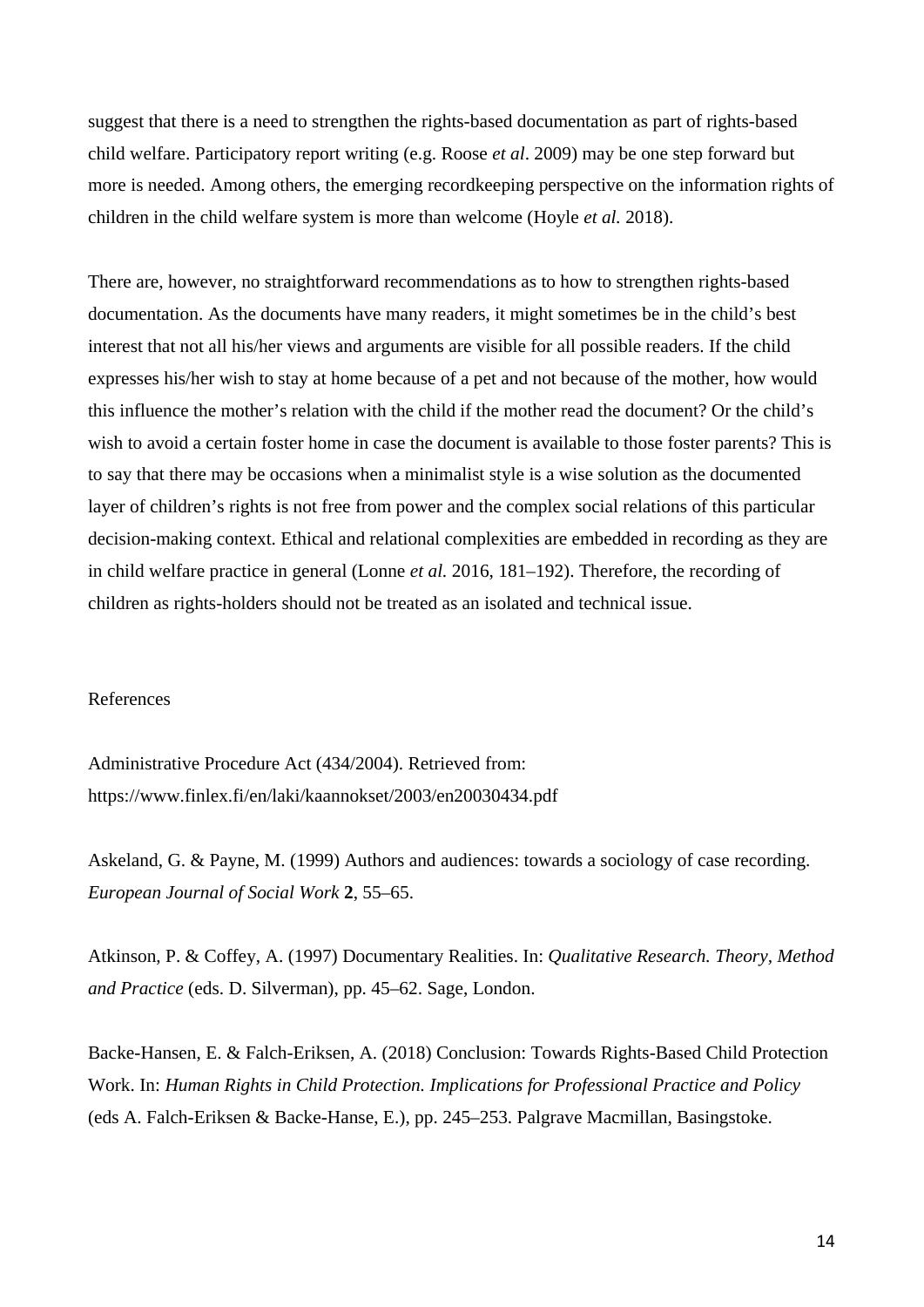suggest that there is a need to strengthen the rights-based documentation as part of rights-based child welfare. Participatory report writing (e.g. Roose *et al*. 2009) may be one step forward but more is needed. Among others, the emerging recordkeeping perspective on the information rights of children in the child welfare system is more than welcome (Hoyle *et al.* 2018).

There are, however, no straightforward recommendations as to how to strengthen rights-based documentation. As the documents have many readers, it might sometimes be in the child's best interest that not all his/her views and arguments are visible for all possible readers. If the child expresses his/her wish to stay at home because of a pet and not because of the mother, how would this influence the mother's relation with the child if the mother read the document? Or the child's wish to avoid a certain foster home in case the document is available to those foster parents? This is to say that there may be occasions when a minimalist style is a wise solution as the documented layer of children's rights is not free from power and the complex social relations of this particular decision-making context. Ethical and relational complexities are embedded in recording as they are in child welfare practice in general (Lonne *et al.* 2016, 181–192). Therefore, the recording of children as rights-holders should not be treated as an isolated and technical issue.

References

Administrative Procedure Act (434/2004). Retrieved from: https://www.finlex.fi/en/laki/kaannokset/2003/en20030434.pdf

Askeland, G. & Payne, M. (1999) Authors and audiences: towards a sociology of case recording. *European Journal of Social Work* **2**, 55–65.

Atkinson, P. & Coffey, A. (1997) Documentary Realities. In: *Qualitative Research. Theory, Method and Practice* (eds. D. Silverman), pp. 45–62. Sage, London.

Backe-Hansen, E. & Falch-Eriksen, A. (2018) Conclusion: Towards Rights-Based Child Protection Work. In: *Human Rights in Child Protection. Implications for Professional Practice and Policy* (eds A. Falch-Eriksen & Backe-Hanse, E.), pp. 245–253. Palgrave Macmillan, Basingstoke.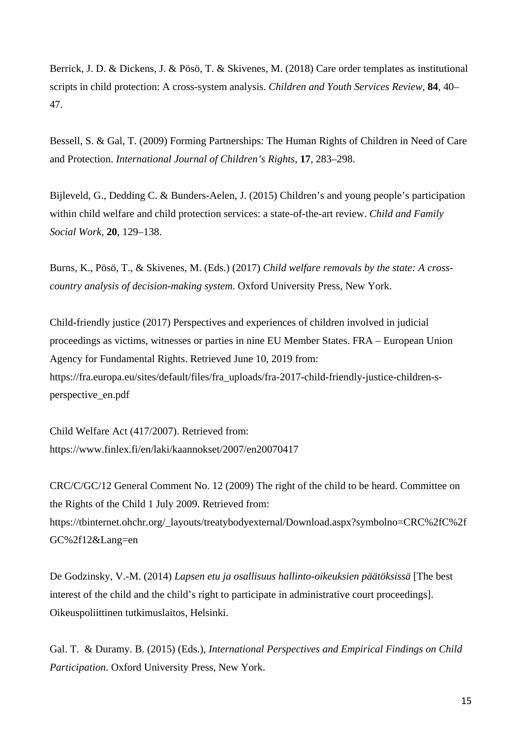Berrick, J. D. & Dickens, J. & Pösö, T. & Skivenes, M. (2018) Care order templates as institutional scripts in child protection: A cross-system analysis. *Children and Youth Services Review,* **84**, 40–47.

Bessell, S. & Gal, T. (2009) Forming Partnerships: The Human Rights of Children in Need of Care and Protection. *International Journal of Children's Rights*, **17**, 283–298.

Bijleveld, G., Dedding C. & Bunders-Aelen, J. (2015) Children's and young people's participation within child welfare and child protection services: a state-of-the-art review. *Child and Family Social Work*, **20**, 129–138.

Burns, K., Pösö, T., & Skivenes, M. (Eds.) (2017) *Child welfare removals by the state: A cross-country analysis of decision-making system.* Oxford University Press, New York.

Child-friendly justice (2017) Perspectives and experiences of children involved in judicial proceedings as victims, witnesses or parties in nine EU Member States. FRA – European Union Agency for Fundamental Rights. Retrieved June 10, 2019 from: https://fra.europa.eu/sites/default/files/fra_uploads/fra-2017-child-friendly-justice-children-s-perspective_en.pdf

Child Welfare Act (417/2007). Retrieved from: https://www.finlex.fi/en/laki/kaannokset/2007/en20070417

CRC/C/GC/12 General Comment No. 12 (2009) The right of the child to be heard. Committee on the Rights of the Child 1 July 2009. Retrieved from: https://tbinternet.ohchr.org/_layouts/treatybodyexternal/Download.aspx?symbolno=CRC%2fC%2fGC%2f12&Lang=en

De Godzinsky, V.-M. (2014) *Lapsen etu ja osallisuus hallinto-oikeuksien päätöksissä* [The best interest of the child and the child's right to participate in administrative court proceedings]. Oikeuspoliittinen tutkimuslaitos, Helsinki.

Gal. T. & Duramy. B. (2015) (Eds.), *International Perspectives and Empirical Findings on Child Participation*. Oxford University Press, New York.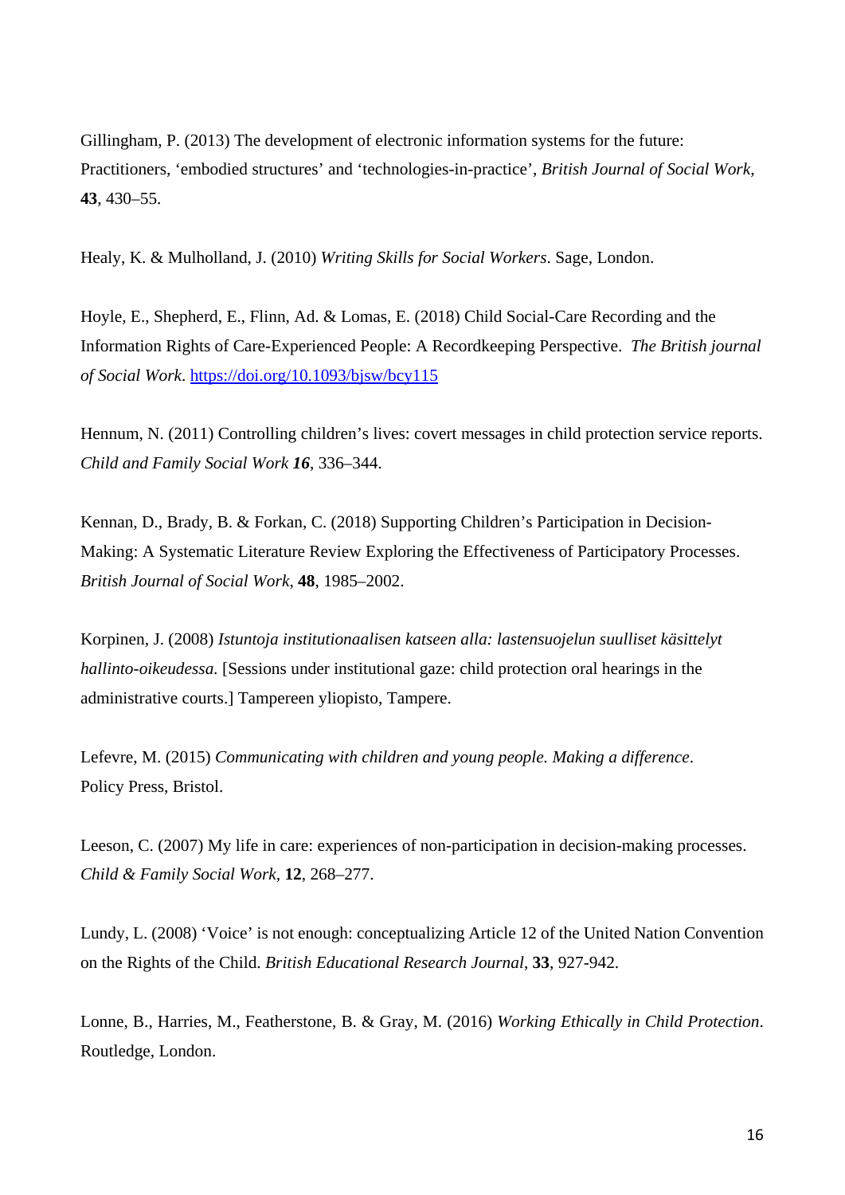Gillingham, P. (2013) The development of electronic information systems for the future: Practitioners, 'embodied structures' and 'technologies-in-practice', *British Journal of Social Work*, **43**, 430–55.

Healy, K. & Mulholland, J. (2010) *Writing Skills for Social Workers*. Sage, London.

Hoyle, E., Shepherd, E., Flinn, Ad. & Lomas, E. (2018) Child Social-Care Recording and the Information Rights of Care-Experienced People: A Recordkeeping Perspective. *The British journal of Social Work*. https://doi.org/10.1093/bjsw/bcy115

Hennum, N. (2011) Controlling children's lives: covert messages in child protection service reports. *Child and Family Social Work* ***16***, 336–344.

Kennan, D., Brady, B. & Forkan, C. (2018) Supporting Children's Participation in Decision-Making: A Systematic Literature Review Exploring the Effectiveness of Participatory Processes. *British Journal of Social Work*, **48**, 1985–2002.

Korpinen, J. (2008) *Istuntoja institutionaalisen katseen alla: lastensuojelun suulliset käsittelyt hallinto-oikeudessa.* [Sessions under institutional gaze: child protection oral hearings in the administrative courts.] Tampereen yliopisto, Tampere.

Lefevre, M. (2015) *Communicating with children and young people. Making a difference*. Policy Press, Bristol.

Leeson, C. (2007) My life in care: experiences of non-participation in decision-making processes. *Child & Family Social Work*, **12**, 268–277.

Lundy, L. (2008) 'Voice' is not enough: conceptualizing Article 12 of the United Nation Convention on the Rights of the Child. *British Educational Research Journal*, **33**, 927-942.

Lonne, B., Harries, M., Featherstone, B. & Gray, M. (2016) *Working Ethically in Child Protection*. Routledge, London.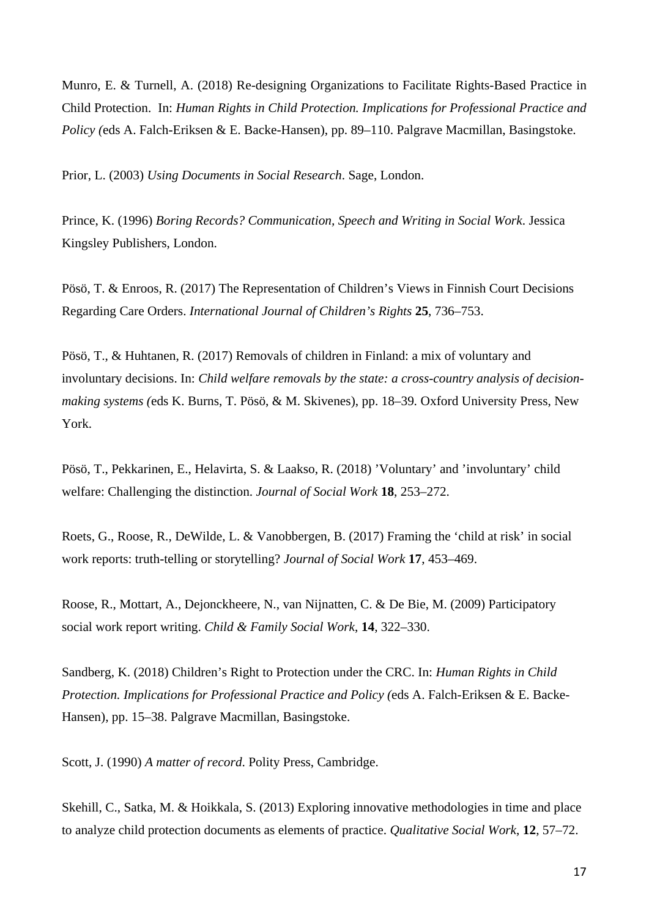Munro, E. & Turnell, A. (2018) Re-designing Organizations to Facilitate Rights-Based Practice in Child Protection. In: *Human Rights in Child Protection. Implications for Professional Practice and Policy (*eds A. Falch-Eriksen & E. Backe-Hansen), pp. 89–110. Palgrave Macmillan, Basingstoke.

Prior, L. (2003) *Using Documents in Social Research*. Sage, London.

Prince, K. (1996) *Boring Records? Communication, Speech and Writing in Social Work*. Jessica Kingsley Publishers, London.

Pösö, T. & Enroos, R. (2017) The Representation of Children's Views in Finnish Court Decisions Regarding Care Orders. *International Journal of Children's Rights* **25**, 736–753.

Pösö, T., & Huhtanen, R. (2017) Removals of children in Finland: a mix of voluntary and involuntary decisions. In: *Child welfare removals by the state: a cross-country analysis of decision-making systems (*eds K. Burns, T. Pösö, & M. Skivenes), pp. 18–39. Oxford University Press, New York.

Pösö, T., Pekkarinen, E., Helavirta, S. & Laakso, R. (2018) 'Voluntary' and 'involuntary' child welfare: Challenging the distinction. *Journal of Social Work* **18**, 253–272.

Roets, G., Roose, R., DeWilde, L. & Vanobbergen, B. (2017) Framing the 'child at risk' in social work reports: truth-telling or storytelling? *Journal of Social Work* **17**, 453–469.

Roose, R., Mottart, A., Dejonckheere, N., van Nijnatten, C. & De Bie, M. (2009) Participatory social work report writing. *Child & Family Social Work*, **14**, 322–330.

Sandberg, K. (2018) Children's Right to Protection under the CRC. In: *Human Rights in Child Protection. Implications for Professional Practice and Policy (*eds A. Falch-Eriksen & E. Backe-Hansen), pp. 15–38. Palgrave Macmillan, Basingstoke.

Scott, J. (1990) *A matter of record*. Polity Press, Cambridge.

Skehill, C., Satka, M. & Hoikkala, S. (2013) Exploring innovative methodologies in time and place to analyze child protection documents as elements of practice. *Qualitative Social Work*, **12**, 57–72.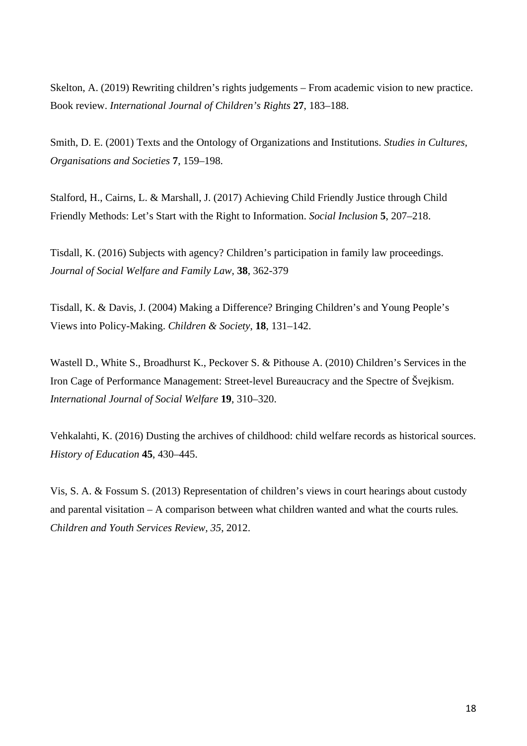Skelton, A. (2019) Rewriting children's rights judgements – From academic vision to new practice. Book review. *International Journal of Children's Rights* **27**, 183–188.

Smith, D. E. (2001) Texts and the Ontology of Organizations and Institutions. *Studies in Cultures, Organisations and Societies* **7**, 159–198.

Stalford, H., Cairns, L. & Marshall, J. (2017) Achieving Child Friendly Justice through Child Friendly Methods: Let's Start with the Right to Information. *Social Inclusion* **5**, 207–218.

Tisdall, K. (2016) Subjects with agency? Children's participation in family law proceedings. *Journal of Social Welfare and Family Law*, **38**, 362-379

Tisdall, K. & Davis, J. (2004) Making a Difference? Bringing Children's and Young People's Views into Policy-Making. *Children & Society*, **18**, 131–142.

Wastell D., White S., Broadhurst K., Peckover S. & Pithouse A. (2010) Children's Services in the Iron Cage of Performance Management: Street-level Bureaucracy and the Spectre of Švejkism. *International Journal of Social Welfare* **19**, 310–320.

Vehkalahti, K. (2016) Dusting the archives of childhood: child welfare records as historical sources. *History of Education* **45**, 430–445.

Vis, S. A. & Fossum S. (2013) Representation of children's views in court hearings about custody and parental visitation – A comparison between what children wanted and what the courts rules. *Children and Youth Services Review, 35*, 2012.